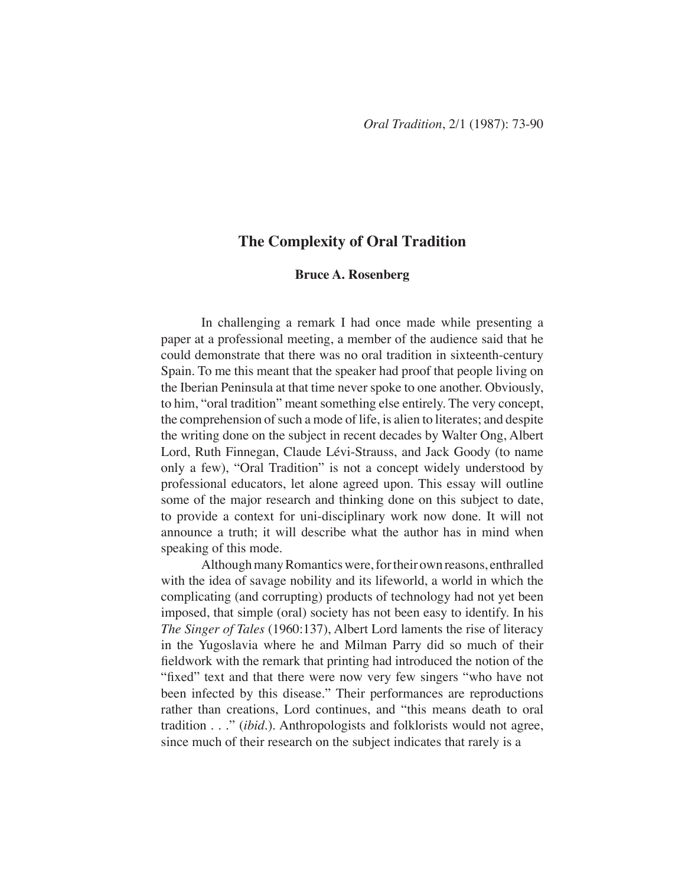# The Complexity of Oral Tradition

**Bruce A. Rosenberg**

In challenging a remark I had once made while presenting a paper at a professional meeting, a member of the audience said that he could demonstrate that there was no oral tradition in sixteenth-century Spain. To me this meant that the speaker had proof that people living on the Iberian Peninsula at that time never spoke to one another. Obviously, to him, "oral tradition" meant something else entirely. The very concept, the comprehension of such a mode of life, is alien to literates; and despite the writing done on the subject in recent decades by Walter Ong, Albert Lord, Ruth Finnegan, Claude Lévi-Strauss, and Jack Goody (to name only a few), "Oral Tradition" is not a concept widely understood by professional educators, let alone agreed upon. This essay will outline some of the major research and thinking done on this subject to date, to provide a context for uni-disciplinary work now done. It will not announce a truth; it will describe what the author has in mind when speaking of this mode.

Although many Romantics were, for their own reasons, enthralled with the idea of savage nobility and its lifeworld, a world in which the complicating (and corrupting) products of technology had not yet been imposed, that simple (oral) society has not been easy to identify. In his *The Singer of Tales* (1960:137), Albert Lord laments the rise of literacy in the Yugoslavia where he and Milman Parry did so much of their fieldwork with the remark that printing had introduced the notion of the "fixed" text and that there were now very few singers "who have not been infected by this disease." Their performances are reproductions rather than creations, Lord continues, and "this means death to oral tradition . . ." (*ibid.*). Anthropologists and folklorists would not agree, since much of their research on the subject indicates that rarely is a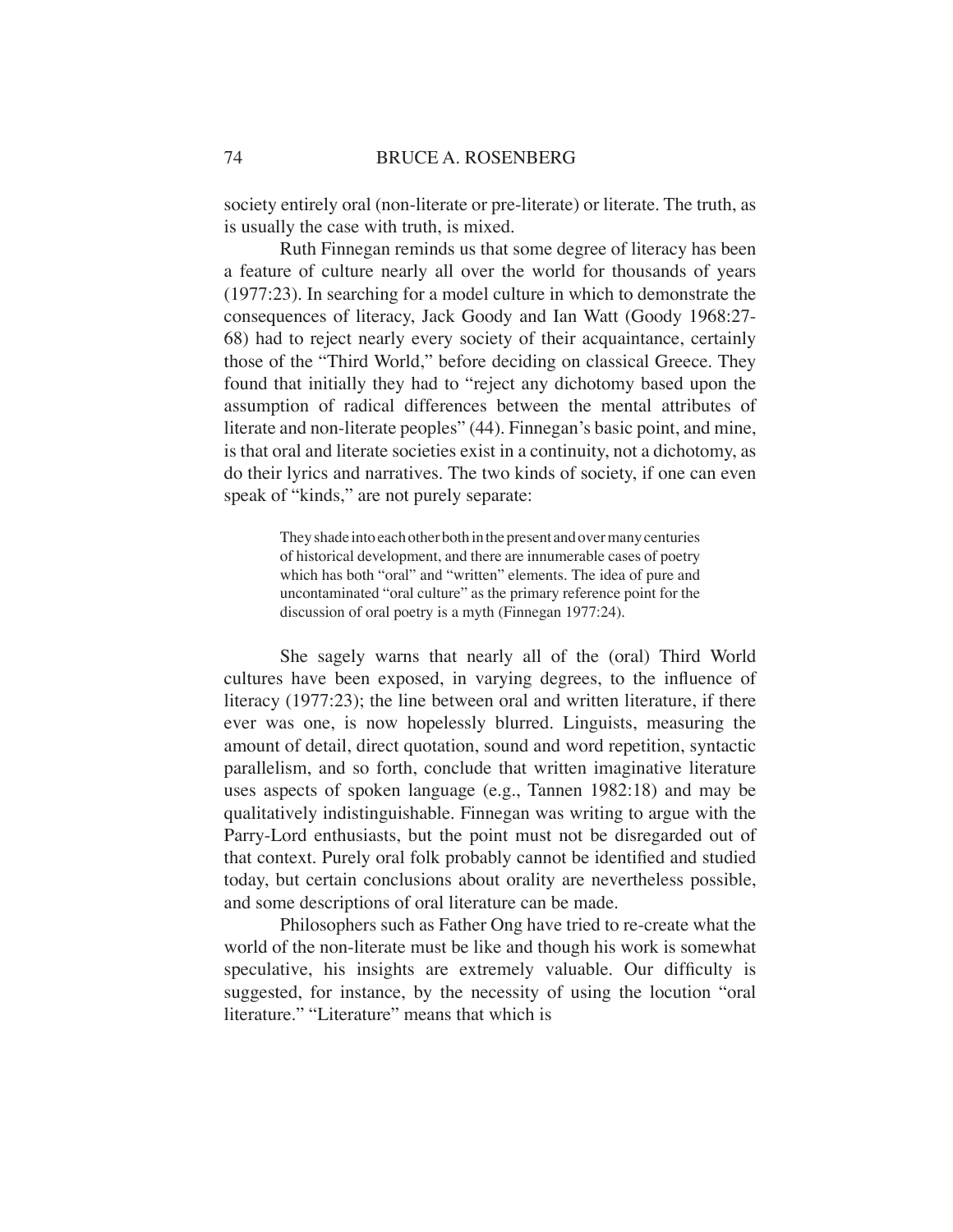society entirely oral (non-literate or pre-literate) or literate. The truth, as is usually the case with truth, is mixed.

Ruth Finnegan reminds us that some degree of literacy has been a feature of culture nearly all over the world for thousands of years (1977:23). In searching for a model culture in which to demonstrate the consequences of literacy, Jack Goody and Ian Watt (Goody 1968:27-68) had to reject nearly every society of their acquaintance, certainly those of the "Third World," before deciding on classical Greece. They found that initially they had to "reject any dichotomy based upon the assumption of radical differences between the mental attributes of literate and non-literate peoples" (44). Finnegan's basic point, and mine, is that oral and literate societies exist in a continuity, not a dichotomy, as do their lyrics and narratives. The two kinds of society, if one can even speak of "kinds," are not purely separate:

> They shade into each other both in the present and over many centuries of historical development, and there are innumerable cases of poetry which has both "oral" and "written" elements. The idea of pure and uncontaminated "oral culture" as the primary reference point for the discussion of oral poetry is a myth (Finnegan 1977:24).

She sagely warns that nearly all of the (oral) Third World cultures have been exposed, in varying degrees, to the influence of literacy (1977:23); the line between oral and written literature, if there ever was one, is now hopelessly blurred. Linguists, measuring the amount of detail, direct quotation, sound and word repetition, syntactic parallelism, and so forth, conclude that written imaginative literature uses aspects of spoken language (e.g., Tannen 1982:18) and may be qualitatively indistinguishable. Finnegan was writing to argue with the Parry-Lord enthusiasts, but the point must not be disregarded out of that context. Purely oral folk probably cannot be identified and studied today, but certain conclusions about orality are nevertheless possible, and some descriptions of oral literature can be made.

Philosophers such as Father Ong have tried to re-create what the world of the non-literate must be like and though his work is somewhat speculative, his insights are extremely valuable. Our difficulty is suggested, for instance, by the necessity of using the locution "oral literature." "Literature" means that which is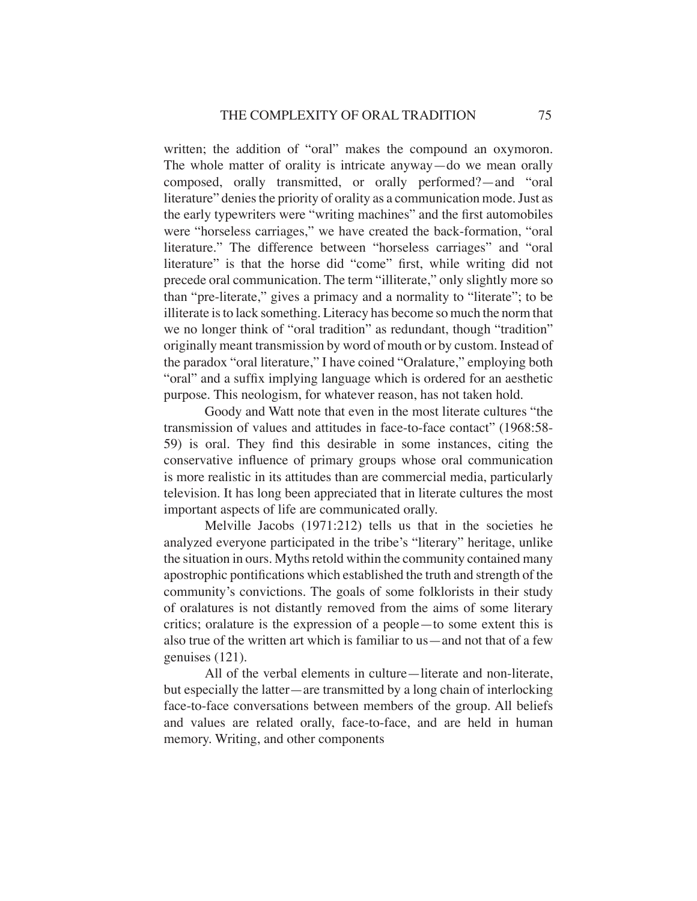written; the addition of "oral" makes the compound an oxymoron. The whole matter of orality is intricate anyway—do we mean orally composed, orally transmitted, or orally performed?—and "oral literature" denies the priority of orality as a communication mode. Just as the early typewriters were "writing machines" and the first automobiles were "horseless carriages," we have created the back-formation, "oral literature." The difference between "horseless carriages" and "oral literature" is that the horse did "come" first, while writing did not precede oral communication. The term "illiterate," only slightly more so than "pre-literate," gives a primacy and a normality to "literate"; to be illiterate is to lack something. Literacy has become so much the norm that we no longer think of "oral tradition" as redundant, though "tradition" originally meant transmission by word of mouth or by custom. Instead of the paradox "oral literature," I have coined "Oralature," employing both "oral" and a suffix implying language which is ordered for an aesthetic purpose. This neologism, for whatever reason, has not taken hold.

Goody and Watt note that even in the most literate cultures "the transmission of values and attitudes in face-to-face contact" (1968:58-59) is oral. They find this desirable in some instances, citing the conservative influence of primary groups whose oral communication is more realistic in its attitudes than are commercial media, particularly television. It has long been appreciated that in literate cultures the most important aspects of life are communicated orally.

Melville Jacobs (1971:212) tells us that in the societies he analyzed everyone participated in the tribe's "literary" heritage, unlike the situation in ours. Myths retold within the community contained many apostrophic pontifications which established the truth and strength of the community's convictions. The goals of some folklorists in their study of oralatures is not distantly removed from the aims of some literary critics; oralature is the expression of a people—to some extent this is also true of the written art which is familiar to us—and not that of a few genuises (121).

All of the verbal elements in culture—literate and non-literate, but especially the latter—are transmitted by a long chain of interlocking face-to-face conversations between members of the group. All beliefs and values are related orally, face-to-face, and are held in human memory. Writing, and other components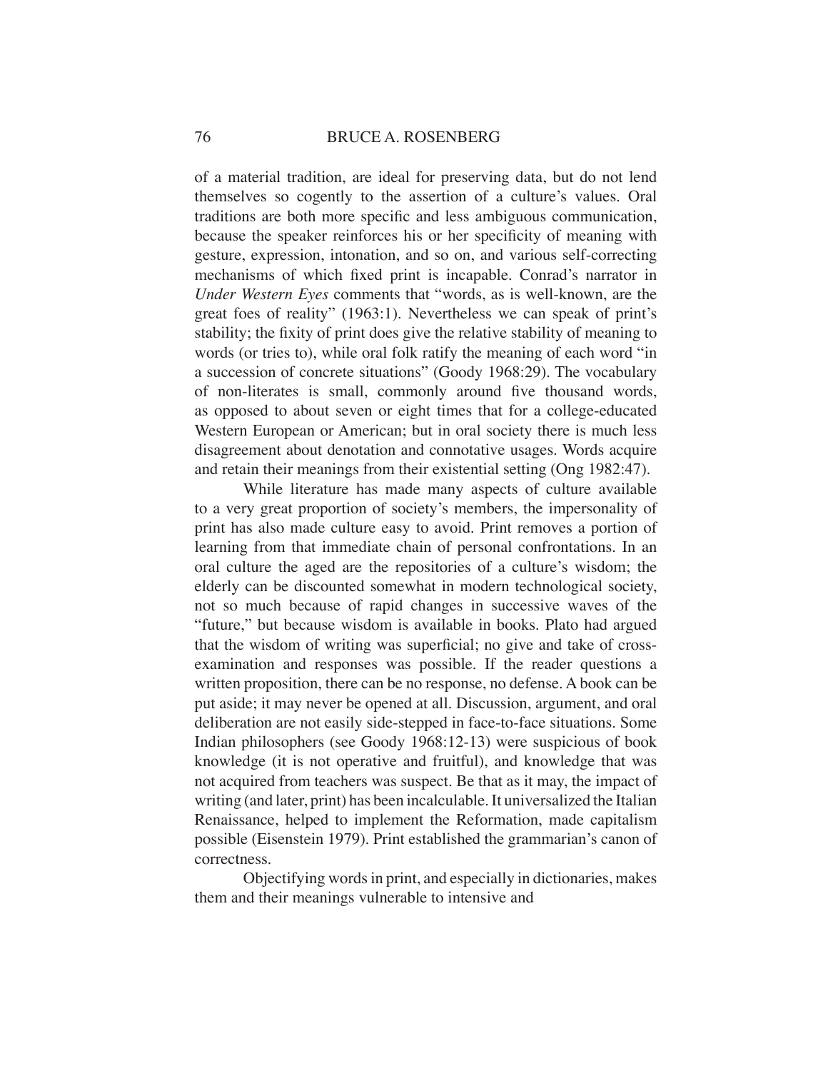of a material tradition, are ideal for preserving data, but do not lend themselves so cogently to the assertion of a culture's values. Oral traditions are both more specific and less ambiguous communication, because the speaker reinforces his or her specificity of meaning with gesture, expression, intonation, and so on, and various self-correcting mechanisms of which fixed print is incapable. Conrad's narrator in *Under Western Eyes* comments that "words, as is well-known, are the great foes of reality" (1963:1). Nevertheless we can speak of print's stability; the fixity of print does give the relative stability of meaning to words (or tries to), while oral folk ratify the meaning of each word "in a succession of concrete situations" (Goody 1968:29). The vocabulary of non-literates is small, commonly around five thousand words, as opposed to about seven or eight times that for a college-educated Western European or American; but in oral society there is much less disagreement about denotation and connotative usages. Words acquire and retain their meanings from their existential setting (Ong 1982:47).

While literature has made many aspects of culture available to a very great proportion of society's members, the impersonality of print has also made culture easy to avoid. Print removes a portion of learning from that immediate chain of personal confrontations. In an oral culture the aged are the repositories of a culture's wisdom; the elderly can be discounted somewhat in modern technological society, not so much because of rapid changes in successive waves of the "future," but because wisdom is available in books. Plato had argued that the wisdom of writing was superficial; no give and take of cross-examination and responses was possible. If the reader questions a written proposition, there can be no response, no defense. A book can be put aside; it may never be opened at all. Discussion, argument, and oral deliberation are not easily side-stepped in face-to-face situations. Some Indian philosophers (see Goody 1968:12-13) were suspicious of book knowledge (it is not operative and fruitful), and knowledge that was not acquired from teachers was suspect. Be that as it may, the impact of writing (and later, print) has been incalculable. It universalized the Italian Renaissance, helped to implement the Reformation, made capitalism possible (Eisenstein 1979). Print established the grammarian's canon of correctness.

Objectifying words in print, and especially in dictionaries, makes them and their meanings vulnerable to intensive and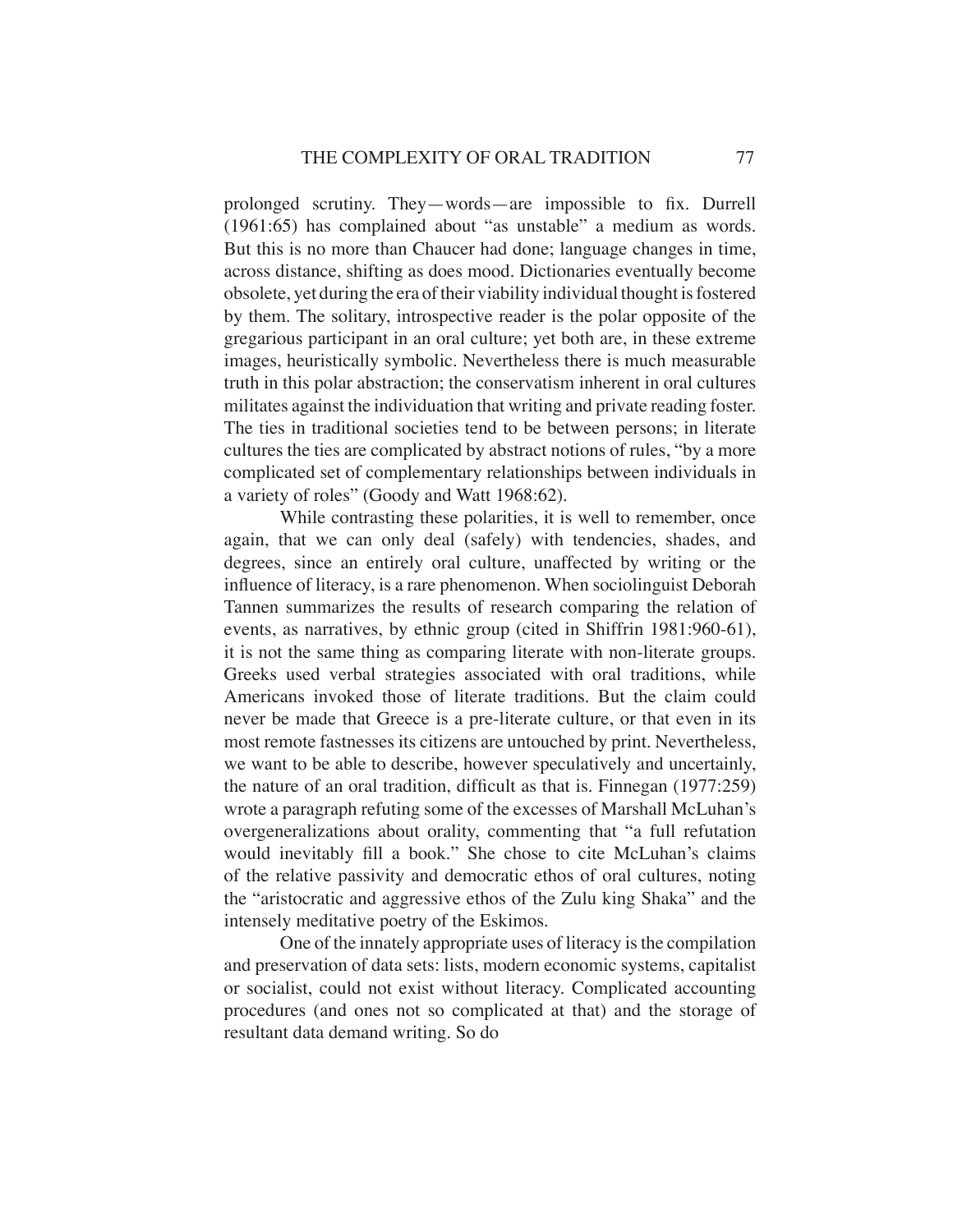prolonged scrutiny. They—words—are impossible to fix. Durrell (1961:65) has complained about "as unstable" a medium as words. But this is no more than Chaucer had done; language changes in time, across distance, shifting as does mood. Dictionaries eventually become obsolete, yet during the era of their viability individual thought is fostered by them. The solitary, introspective reader is the polar opposite of the gregarious participant in an oral culture; yet both are, in these extreme images, heuristically symbolic. Nevertheless there is much measurable truth in this polar abstraction; the conservatism inherent in oral cultures militates against the individuation that writing and private reading foster. The ties in traditional societies tend to be between persons; in literate cultures the ties are complicated by abstract notions of rules, "by a more complicated set of complementary relationships between individuals in a variety of roles" (Goody and Watt 1968:62).

While contrasting these polarities, it is well to remember, once again, that we can only deal (safely) with tendencies, shades, and degrees, since an entirely oral culture, unaffected by writing or the influence of literacy, is a rare phenomenon. When sociolinguist Deborah Tannen summarizes the results of research comparing the relation of events, as narratives, by ethnic group (cited in Shiffrin 1981:960-61), it is not the same thing as comparing literate with non-literate groups. Greeks used verbal strategies associated with oral traditions, while Americans invoked those of literate traditions. But the claim could never be made that Greece is a pre-literate culture, or that even in its most remote fastnesses its citizens are untouched by print. Nevertheless, we want to be able to describe, however speculatively and uncertainly, the nature of an oral tradition, difficult as that is. Finnegan (1977:259) wrote a paragraph refuting some of the excesses of Marshall McLuhan's overgeneralizations about orality, commenting that "a full refutation would inevitably fill a book." She chose to cite McLuhan's claims of the relative passivity and democratic ethos of oral cultures, noting the "aristocratic and aggressive ethos of the Zulu king Shaka" and the intensely meditative poetry of the Eskimos.

One of the innately appropriate uses of literacy is the compilation and preservation of data sets: lists, modern economic systems, capitalist or socialist, could not exist without literacy. Complicated accounting procedures (and ones not so complicated at that) and the storage of resultant data demand writing. So do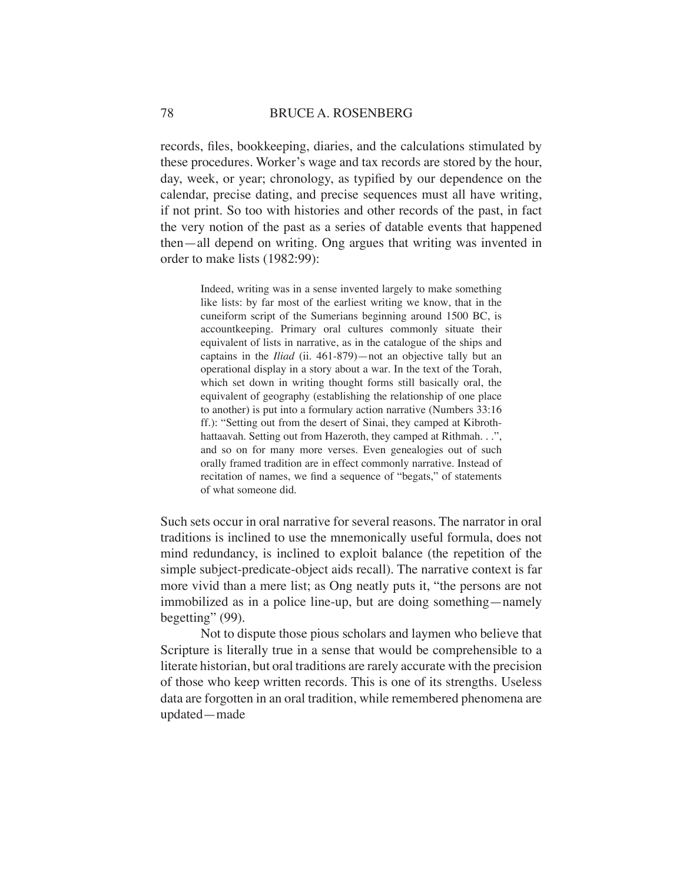records, files, bookkeeping, diaries, and the calculations stimulated by these procedures. Worker's wage and tax records are stored by the hour, day, week, or year; chronology, as typified by our dependence on the calendar, precise dating, and precise sequences must all have writing, if not print. So too with histories and other records of the past, in fact the very notion of the past as a series of datable events that happened then—all depend on writing. Ong argues that writing was invented in order to make lists (1982:99):

> Indeed, writing was in a sense invented largely to make something like lists: by far most of the earliest writing we know, that in the cuneiform script of the Sumerians beginning around 1500 BC, is accountkeeping. Primary oral cultures commonly situate their equivalent of lists in narrative, as in the catalogue of the ships and captains in the *Iliad* (ii. 461-879)—not an objective tally but an operational display in a story about a war. In the text of the Torah, which set down in writing thought forms still basically oral, the equivalent of geography (establishing the relationship of one place to another) is put into a formulary action narrative (Numbers 33:16 ff.): "Setting out from the desert of Sinai, they camped at Kibroth-hattaavah. Setting out from Hazeroth, they camped at Rithmah. . .", and so on for many more verses. Even genealogies out of such orally framed tradition are in effect commonly narrative. Instead of recitation of names, we find a sequence of "begats," of statements of what someone did.

Such sets occur in oral narrative for several reasons. The narrator in oral traditions is inclined to use the mnemonically useful formula, does not mind redundancy, is inclined to exploit balance (the repetition of the simple subject-predicate-object aids recall). The narrative context is far more vivid than a mere list; as Ong neatly puts it, "the persons are not immobilized as in a police line-up, but are doing something—namely begetting" (99).

Not to dispute those pious scholars and laymen who believe that Scripture is literally true in a sense that would be comprehensible to a literate historian, but oral traditions are rarely accurate with the precision of those who keep written records. This is one of its strengths. Useless data are forgotten in an oral tradition, while remembered phenomena are updated—made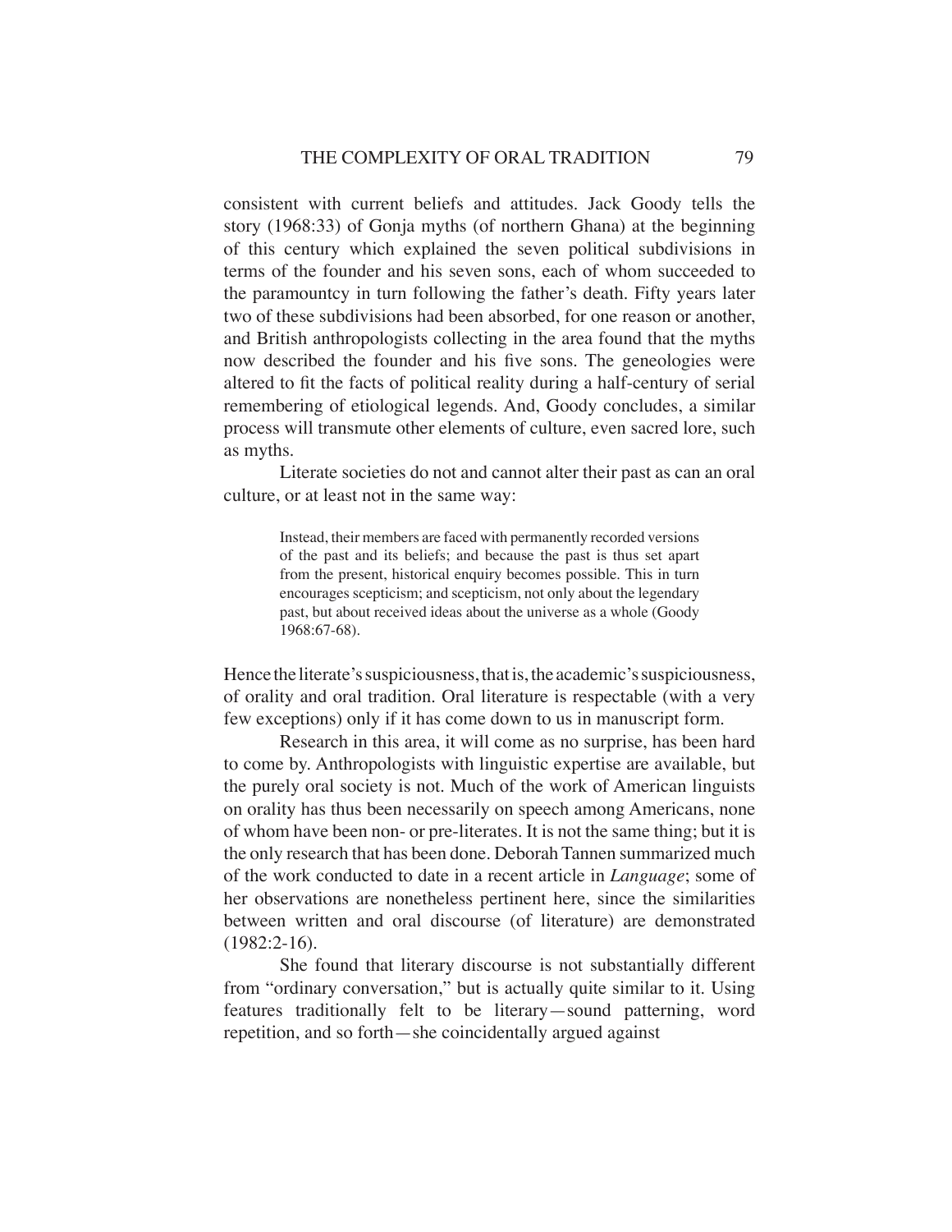consistent with current beliefs and attitudes. Jack Goody tells the story (1968:33) of Gonja myths (of northern Ghana) at the beginning of this century which explained the seven political subdivisions in terms of the founder and his seven sons, each of whom succeeded to the paramountcy in turn following the father's death. Fifty years later two of these subdivisions had been absorbed, for one reason or another, and British anthropologists collecting in the area found that the myths now described the founder and his five sons. The geneologies were altered to fit the facts of political reality during a half-century of serial remembering of etiological legends. And, Goody concludes, a similar process will transmute other elements of culture, even sacred lore, such as myths.

Literate societies do not and cannot alter their past as can an oral culture, or at least not in the same way:

> Instead, their members are faced with permanently recorded versions of the past and its beliefs; and because the past is thus set apart from the present, historical enquiry becomes possible. This in turn encourages scepticism; and scepticism, not only about the legendary past, but about received ideas about the universe as a whole (Goody 1968:67-68).

Hence the literate's suspiciousness, that is, the academic's suspiciousness, of orality and oral tradition. Oral literature is respectable (with a very few exceptions) only if it has come down to us in manuscript form.

Research in this area, it will come as no surprise, has been hard to come by. Anthropologists with linguistic expertise are available, but the purely oral society is not. Much of the work of American linguists on orality has thus been necessarily on speech among Americans, none of whom have been non- or pre-literates. It is not the same thing; but it is the only research that has been done. Deborah Tannen summarized much of the work conducted to date in a recent article in *Language*; some of her observations are nonetheless pertinent here, since the similarities between written and oral discourse (of literature) are demonstrated (1982:2-16).

She found that literary discourse is not substantially different from "ordinary conversation," but is actually quite similar to it. Using features traditionally felt to be literary—sound patterning, word repetition, and so forth—she coincidentally argued against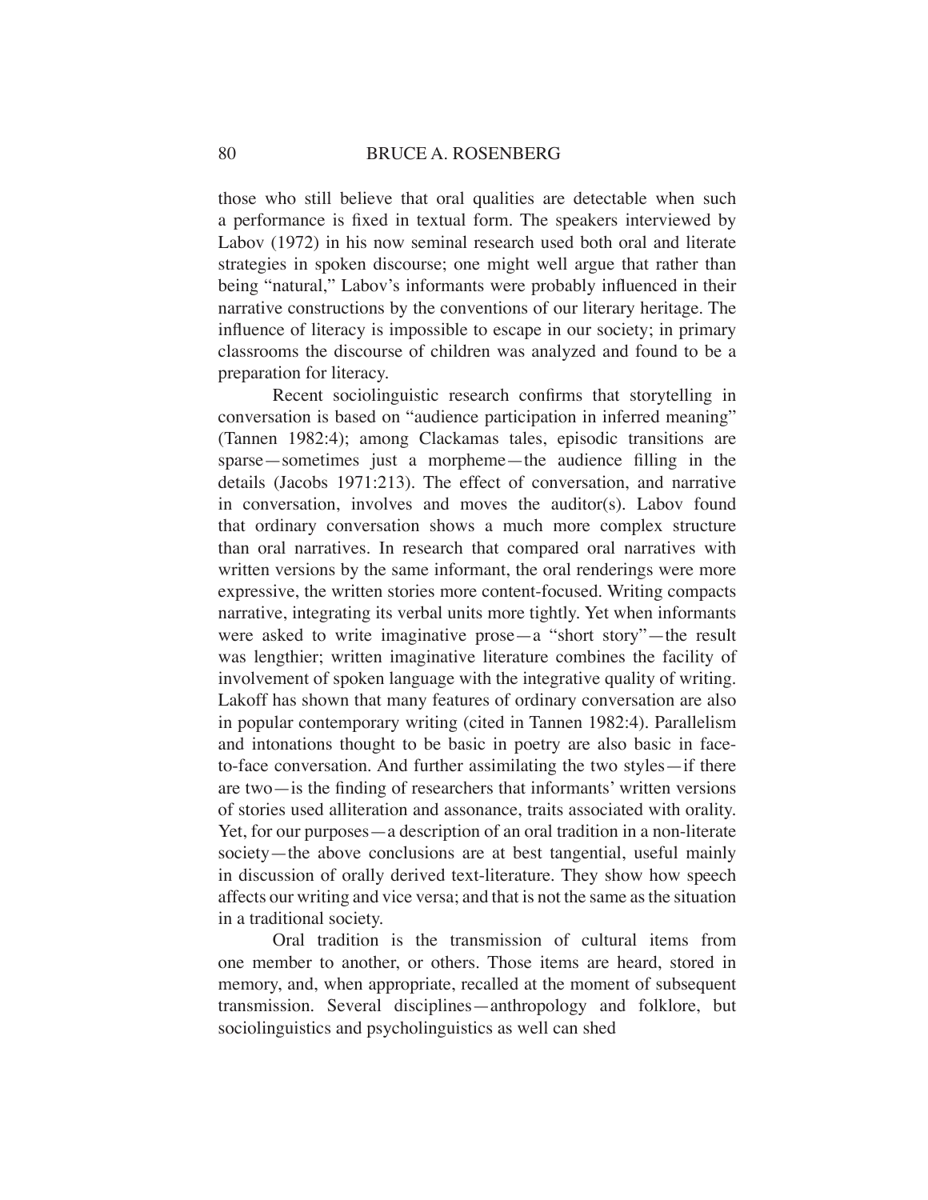those who still believe that oral qualities are detectable when such a performance is fixed in textual form. The speakers interviewed by Labov (1972) in his now seminal research used both oral and literate strategies in spoken discourse; one might well argue that rather than being "natural," Labov's informants were probably influenced in their narrative constructions by the conventions of our literary heritage. The influence of literacy is impossible to escape in our society; in primary classrooms the discourse of children was analyzed and found to be a preparation for literacy.

Recent sociolinguistic research confirms that storytelling in conversation is based on "audience participation in inferred meaning" (Tannen 1982:4); among Clackamas tales, episodic transitions are sparse—sometimes just a morpheme—the audience filling in the details (Jacobs 1971:213). The effect of conversation, and narrative in conversation, involves and moves the auditor(s). Labov found that ordinary conversation shows a much more complex structure than oral narratives. In research that compared oral narratives with written versions by the same informant, the oral renderings were more expressive, the written stories more content-focused. Writing compacts narrative, integrating its verbal units more tightly. Yet when informants were asked to write imaginative prose—a "short story"—the result was lengthier; written imaginative literature combines the facility of involvement of spoken language with the integrative quality of writing. Lakoff has shown that many features of ordinary conversation are also in popular contemporary writing (cited in Tannen 1982:4). Parallelism and intonations thought to be basic in poetry are also basic in face-to-face conversation. And further assimilating the two styles—if there are two—is the finding of researchers that informants' written versions of stories used alliteration and assonance, traits associated with orality. Yet, for our purposes—a description of an oral tradition in a non-literate society—the above conclusions are at best tangential, useful mainly in discussion of orally derived text-literature. They show how speech affects our writing and vice versa; and that is not the same as the situation in a traditional society.

Oral tradition is the transmission of cultural items from one member to another, or others. Those items are heard, stored in memory, and, when appropriate, recalled at the moment of subsequent transmission. Several disciplines—anthropology and folklore, but sociolinguistics and psycholinguistics as well can shed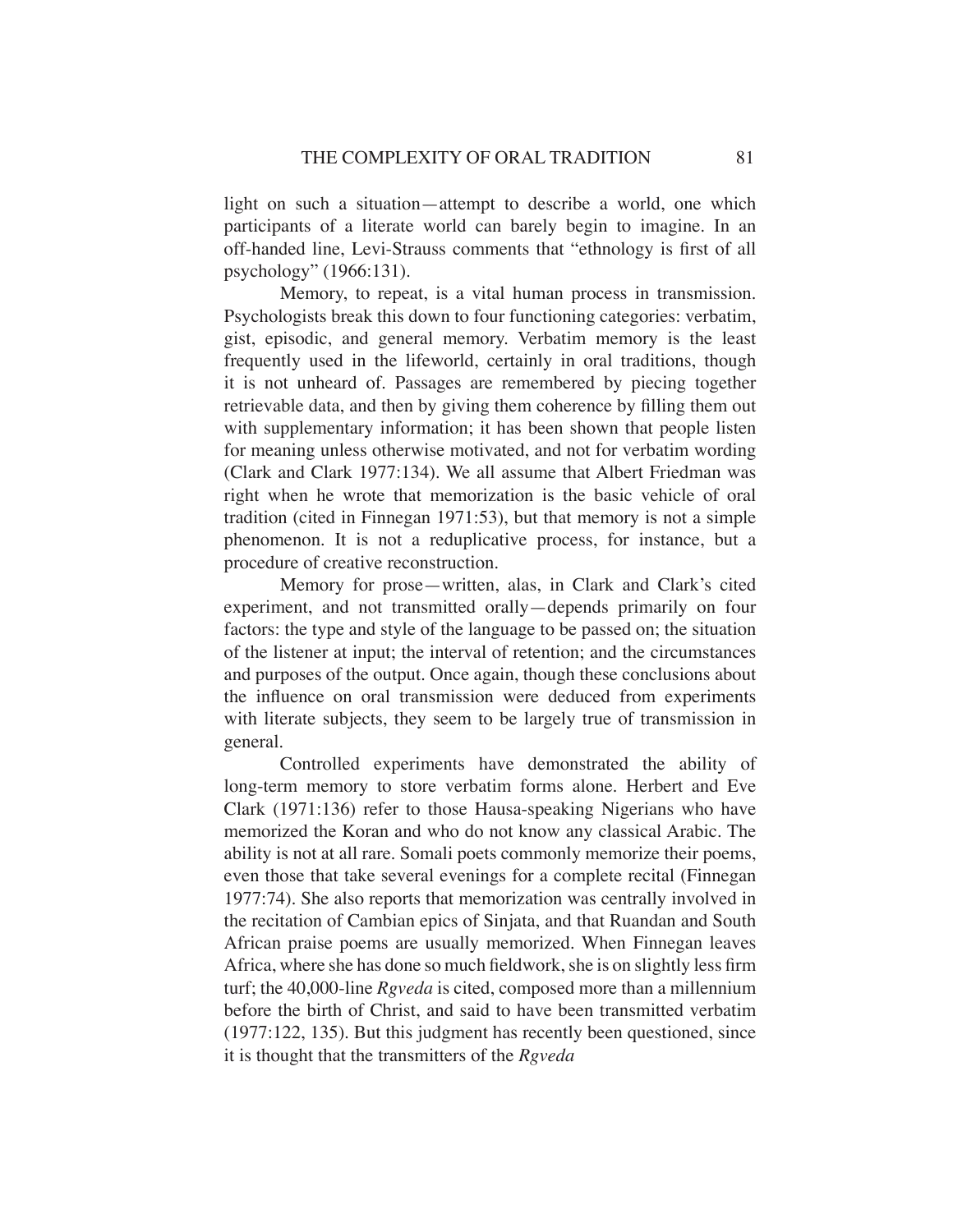light on such a situation—attempt to describe a world, one which participants of a literate world can barely begin to imagine. In an off-handed line, Levi-Strauss comments that "ethnology is first of all psychology" (1966:131).

Memory, to repeat, is a vital human process in transmission. Psychologists break this down to four functioning categories: verbatim, gist, episodic, and general memory. Verbatim memory is the least frequently used in the lifeworld, certainly in oral traditions, though it is not unheard of. Passages are remembered by piecing together retrievable data, and then by giving them coherence by filling them out with supplementary information; it has been shown that people listen for meaning unless otherwise motivated, and not for verbatim wording (Clark and Clark 1977:134). We all assume that Albert Friedman was right when he wrote that memorization is the basic vehicle of oral tradition (cited in Finnegan 1971:53), but that memory is not a simple phenomenon. It is not a reduplicative process, for instance, but a procedure of creative reconstruction.

Memory for prose—written, alas, in Clark and Clark's cited experiment, and not transmitted orally—depends primarily on four factors: the type and style of the language to be passed on; the situation of the listener at input; the interval of retention; and the circumstances and purposes of the output. Once again, though these conclusions about the influence on oral transmission were deduced from experiments with literate subjects, they seem to be largely true of transmission in general.

Controlled experiments have demonstrated the ability of long-term memory to store verbatim forms alone. Herbert and Eve Clark (1971:136) refer to those Hausa-speaking Nigerians who have memorized the Koran and who do not know any classical Arabic. The ability is not at all rare. Somali poets commonly memorize their poems, even those that take several evenings for a complete recital (Finnegan 1977:74). She also reports that memorization was centrally involved in the recitation of Cambian epics of Sinjata, and that Ruandan and South African praise poems are usually memorized. When Finnegan leaves Africa, where she has done so much fieldwork, she is on slightly less firm turf; the 40,000-line *Rgveda* is cited, composed more than a millennium before the birth of Christ, and said to have been transmitted verbatim (1977:122, 135). But this judgment has recently been questioned, since it is thought that the transmitters of the *Rgveda*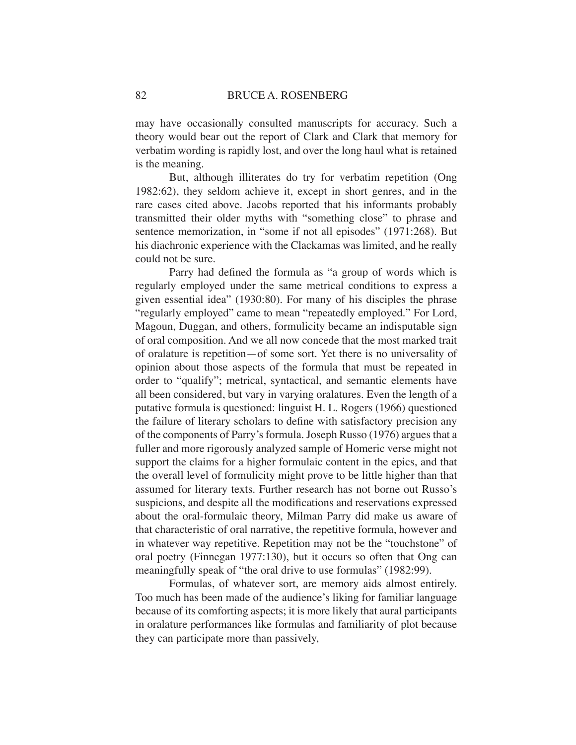may have occasionally consulted manuscripts for accuracy. Such a theory would bear out the report of Clark and Clark that memory for verbatim wording is rapidly lost, and over the long haul what is retained is the meaning.

But, although illiterates do try for verbatim repetition (Ong 1982:62), they seldom achieve it, except in short genres, and in the rare cases cited above. Jacobs reported that his informants probably transmitted their older myths with "something close" to phrase and sentence memorization, in "some if not all episodes" (1971:268). But his diachronic experience with the Clackamas was limited, and he really could not be sure.

Parry had defined the formula as "a group of words which is regularly employed under the same metrical conditions to express a given essential idea" (1930:80). For many of his disciples the phrase "regularly employed" came to mean "repeatedly employed." For Lord, Magoun, Duggan, and others, formulicity became an indisputable sign of oral composition. And we all now concede that the most marked trait of oralature is repetition—of some sort. Yet there is no universality of opinion about those aspects of the formula that must be repeated in order to "qualify"; metrical, syntactical, and semantic elements have all been considered, but vary in varying oralatures. Even the length of a putative formula is questioned: linguist H. L. Rogers (1966) questioned the failure of literary scholars to define with satisfactory precision any of the components of Parry's formula. Joseph Russo (1976) argues that a fuller and more rigorously analyzed sample of Homeric verse might not support the claims for a higher formulaic content in the epics, and that the overall level of formulicity might prove to be little higher than that assumed for literary texts. Further research has not borne out Russo's suspicions, and despite all the modifications and reservations expressed about the oral-formulaic theory, Milman Parry did make us aware of that characteristic of oral narrative, the repetitive formula, however and in whatever way repetitive. Repetition may not be the "touchstone" of oral poetry (Finnegan 1977:130), but it occurs so often that Ong can meaningfully speak of "the oral drive to use formulas" (1982:99).

Formulas, of whatever sort, are memory aids almost entirely. Too much has been made of the audience's liking for familiar language because of its comforting aspects; it is more likely that aural participants in oralature performances like formulas and familiarity of plot because they can participate more than passively,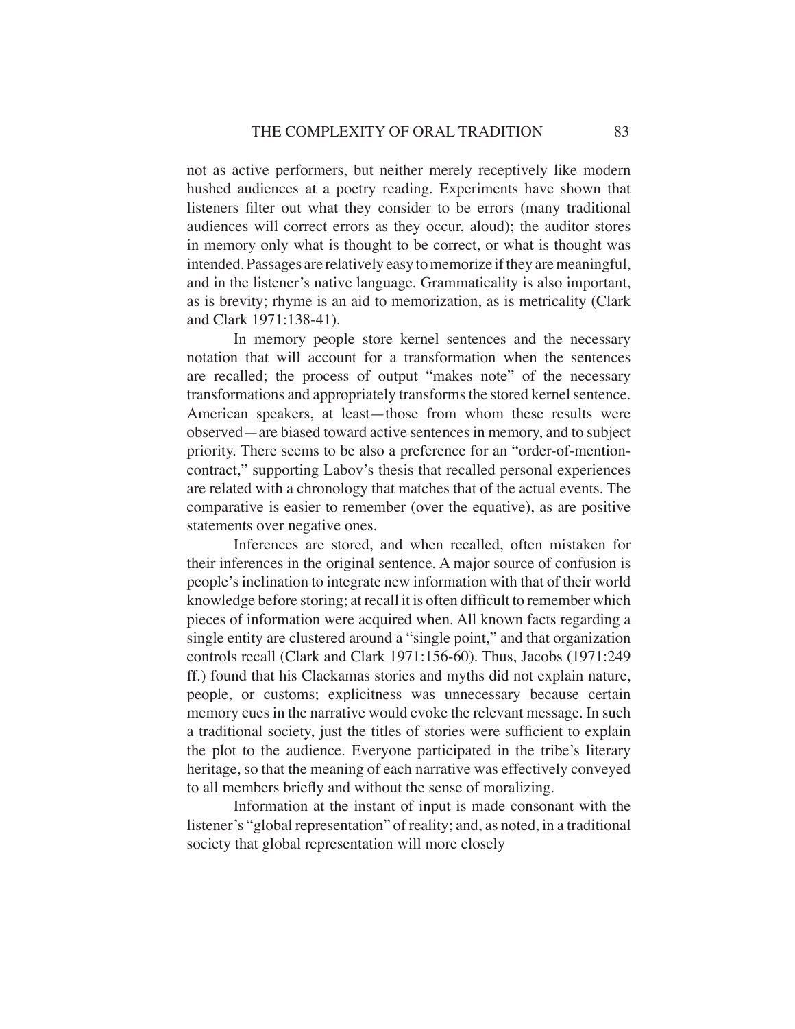not as active performers, but neither merely receptively like modern hushed audiences at a poetry reading. Experiments have shown that listeners filter out what they consider to be errors (many traditional audiences will correct errors as they occur, aloud); the auditor stores in memory only what is thought to be correct, or what is thought was intended. Passages are relatively easy to memorize if they are meaningful, and in the listener's native language. Grammaticality is also important, as is brevity; rhyme is an aid to memorization, as is metricality (Clark and Clark 1971:138-41).

In memory people store kernel sentences and the necessary notation that will account for a transformation when the sentences are recalled; the process of output "makes note" of the necessary transformations and appropriately transforms the stored kernel sentence. American speakers, at least—those from whom these results were observed—are biased toward active sentences in memory, and to subject priority. There seems to be also a preference for an "order-of-mention-contract," supporting Labov's thesis that recalled personal experiences are related with a chronology that matches that of the actual events. The comparative is easier to remember (over the equative), as are positive statements over negative ones.

Inferences are stored, and when recalled, often mistaken for their inferences in the original sentence. A major source of confusion is people's inclination to integrate new information with that of their world knowledge before storing; at recall it is often difficult to remember which pieces of information were acquired when. All known facts regarding a single entity are clustered around a "single point," and that organization controls recall (Clark and Clark 1971:156-60). Thus, Jacobs (1971:249 ff.) found that his Clackamas stories and myths did not explain nature, people, or customs; explicitness was unnecessary because certain memory cues in the narrative would evoke the relevant message. In such a traditional society, just the titles of stories were sufficient to explain the plot to the audience. Everyone participated in the tribe's literary heritage, so that the meaning of each narrative was effectively conveyed to all members briefly and without the sense of moralizing.

Information at the instant of input is made consonant with the listener's "global representation" of reality; and, as noted, in a traditional society that global representation will more closely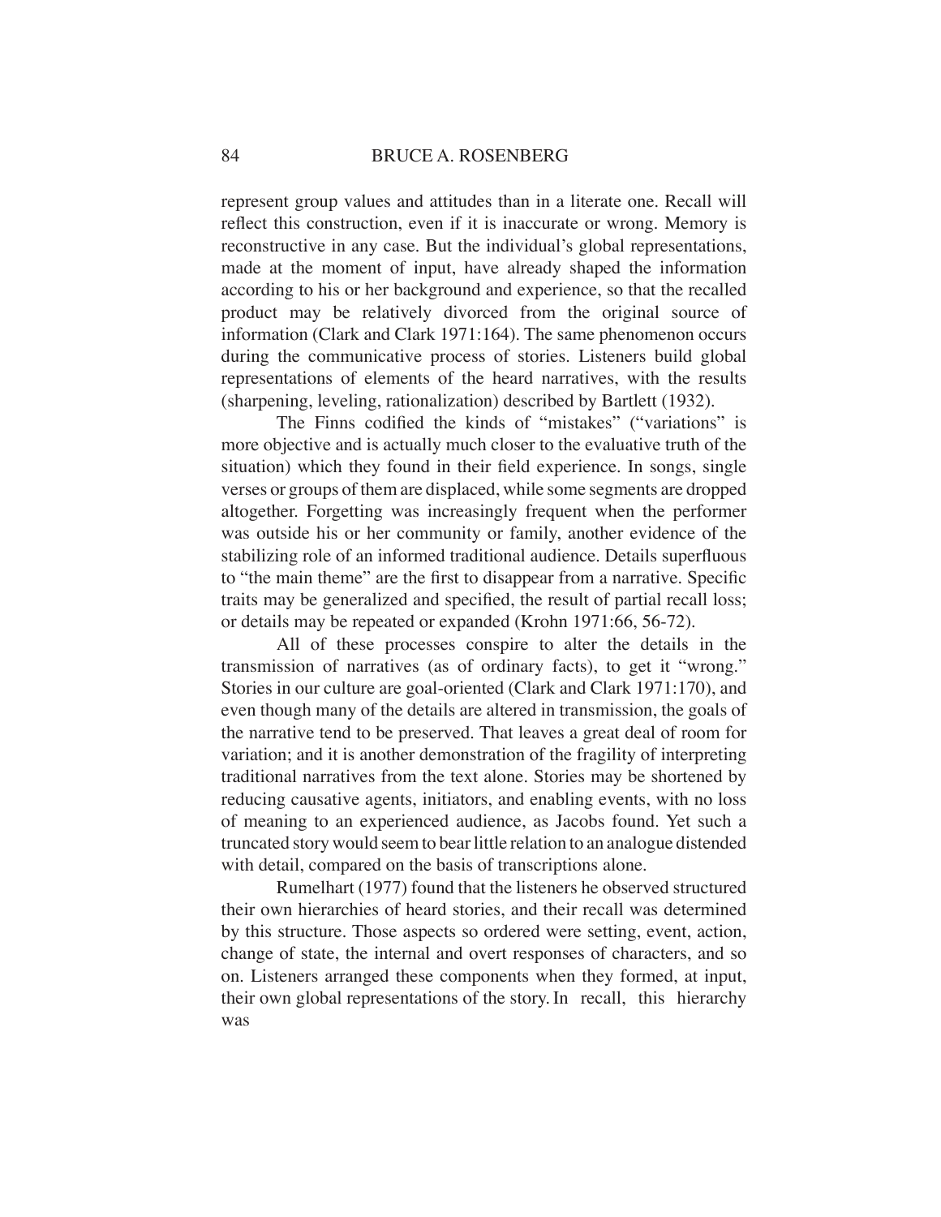represent group values and attitudes than in a literate one. Recall will reflect this construction, even if it is inaccurate or wrong. Memory is reconstructive in any case. But the individual's global representations, made at the moment of input, have already shaped the information according to his or her background and experience, so that the recalled product may be relatively divorced from the original source of information (Clark and Clark 1971:164). The same phenomenon occurs during the communicative process of stories. Listeners build global representations of elements of the heard narratives, with the results (sharpening, leveling, rationalization) described by Bartlett (1932).

The Finns codified the kinds of "mistakes" ("variations" is more objective and is actually much closer to the evaluative truth of the situation) which they found in their field experience. In songs, single verses or groups of them are displaced, while some segments are dropped altogether. Forgetting was increasingly frequent when the performer was outside his or her community or family, another evidence of the stabilizing role of an informed traditional audience. Details superfluous to "the main theme" are the first to disappear from a narrative. Specific traits may be generalized and specified, the result of partial recall loss; or details may be repeated or expanded (Krohn 1971:66, 56-72).

All of these processes conspire to alter the details in the transmission of narratives (as of ordinary facts), to get it "wrong." Stories in our culture are goal-oriented (Clark and Clark 1971:170), and even though many of the details are altered in transmission, the goals of the narrative tend to be preserved. That leaves a great deal of room for variation; and it is another demonstration of the fragility of interpreting traditional narratives from the text alone. Stories may be shortened by reducing causative agents, initiators, and enabling events, with no loss of meaning to an experienced audience, as Jacobs found. Yet such a truncated story would seem to bear little relation to an analogue distended with detail, compared on the basis of transcriptions alone.

Rumelhart (1977) found that the listeners he observed structured their own hierarchies of heard stories, and their recall was determined by this structure. Those aspects so ordered were setting, event, action, change of state, the internal and overt responses of characters, and so on. Listeners arranged these components when they formed, at input, their own global representations of the story. In recall, this hierarchy was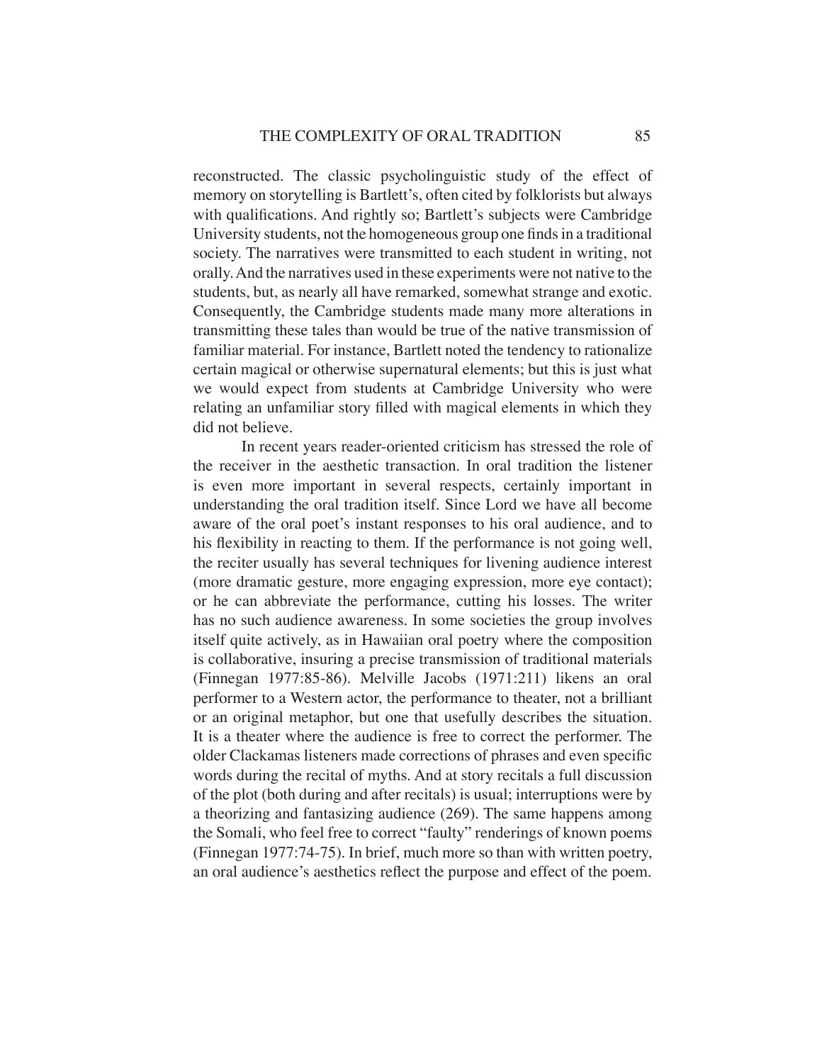reconstructed. The classic psycholinguistic study of the effect of memory on storytelling is Bartlett's, often cited by folklorists but always with qualifications. And rightly so; Bartlett's subjects were Cambridge University students, not the homogeneous group one finds in a traditional society. The narratives were transmitted to each student in writing, not orally. And the narratives used in these experiments were not native to the students, but, as nearly all have remarked, somewhat strange and exotic. Consequently, the Cambridge students made many more alterations in transmitting these tales than would be true of the native transmission of familiar material. For instance, Bartlett noted the tendency to rationalize certain magical or otherwise supernatural elements; but this is just what we would expect from students at Cambridge University who were relating an unfamiliar story filled with magical elements in which they did not believe.

In recent years reader-oriented criticism has stressed the role of the receiver in the aesthetic transaction. In oral tradition the listener is even more important in several respects, certainly important in understanding the oral tradition itself. Since Lord we have all become aware of the oral poet's instant responses to his oral audience, and to his flexibility in reacting to them. If the performance is not going well, the reciter usually has several techniques for livening audience interest (more dramatic gesture, more engaging expression, more eye contact); or he can abbreviate the performance, cutting his losses. The writer has no such audience awareness. In some societies the group involves itself quite actively, as in Hawaiian oral poetry where the composition is collaborative, insuring a precise transmission of traditional materials (Finnegan 1977:85-86). Melville Jacobs (1971:211) likens an oral performer to a Western actor, the performance to theater, not a brilliant or an original metaphor, but one that usefully describes the situation. It is a theater where the audience is free to correct the performer. The older Clackamas listeners made corrections of phrases and even specific words during the recital of myths. And at story recitals a full discussion of the plot (both during and after recitals) is usual; interruptions were by a theorizing and fantasizing audience (269). The same happens among the Somali, who feel free to correct "faulty" renderings of known poems (Finnegan 1977:74-75). In brief, much more so than with written poetry, an oral audience's aesthetics reflect the purpose and effect of the poem.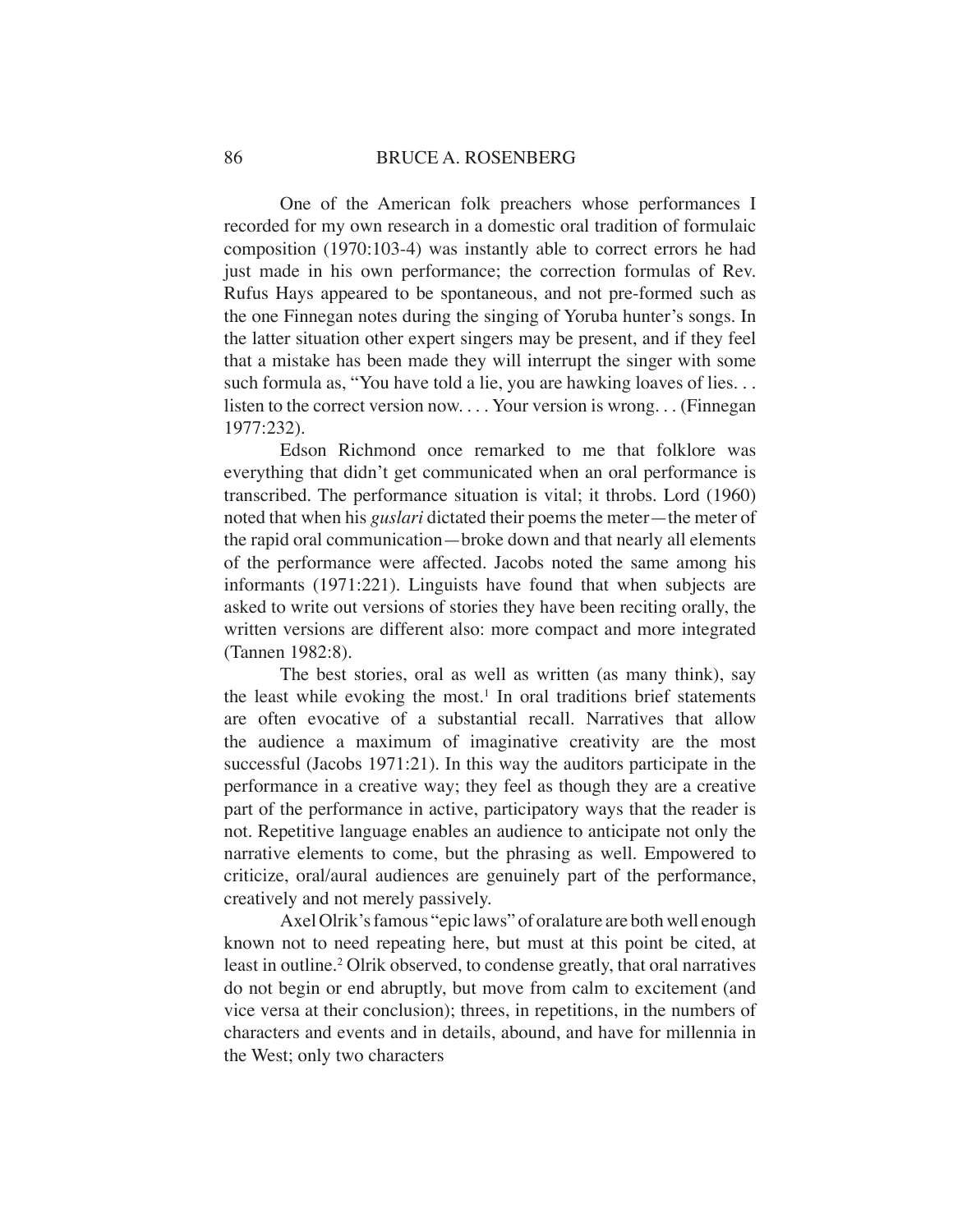One of the American folk preachers whose performances I recorded for my own research in a domestic oral tradition of formulaic composition (1970:103-4) was instantly able to correct errors he had just made in his own performance; the correction formulas of Rev. Rufus Hays appeared to be spontaneous, and not pre-formed such as the one Finnegan notes during the singing of Yoruba hunter's songs. In the latter situation other expert singers may be present, and if they feel that a mistake has been made they will interrupt the singer with some such formula as, "You have told a lie, you are hawking loaves of lies. . . listen to the correct version now. . . . Your version is wrong. . . (Finnegan 1977:232).

Edson Richmond once remarked to me that folklore was everything that didn't get communicated when an oral performance is transcribed. The performance situation is vital; it throbs. Lord (1960) noted that when his *guslari* dictated their poems the meter—the meter of the rapid oral communication—broke down and that nearly all elements of the performance were affected. Jacobs noted the same among his informants (1971:221). Linguists have found that when subjects are asked to write out versions of stories they have been reciting orally, the written versions are different also: more compact and more integrated (Tannen 1982:8).

The best stories, oral as well as written (as many think), say the least while evoking the most.[1] In oral traditions brief statements are often evocative of a substantial recall. Narratives that allow the audience a maximum of imaginative creativity are the most successful (Jacobs 1971:21). In this way the auditors participate in the performance in a creative way; they feel as though they are a creative part of the performance in active, participatory ways that the reader is not. Repetitive language enables an audience to anticipate not only the narrative elements to come, but the phrasing as well. Empowered to criticize, oral/aural audiences are genuinely part of the performance, creatively and not merely passively.

Axel Olrik's famous "epic laws" of oralature are both well enough known not to need repeating here, but must at this point be cited, at least in outline.[2] Olrik observed, to condense greatly, that oral narratives do not begin or end abruptly, but move from calm to excitement (and vice versa at their conclusion); threes, in repetitions, in the numbers of characters and events and in details, abound, and have for millennia in the West; only two characters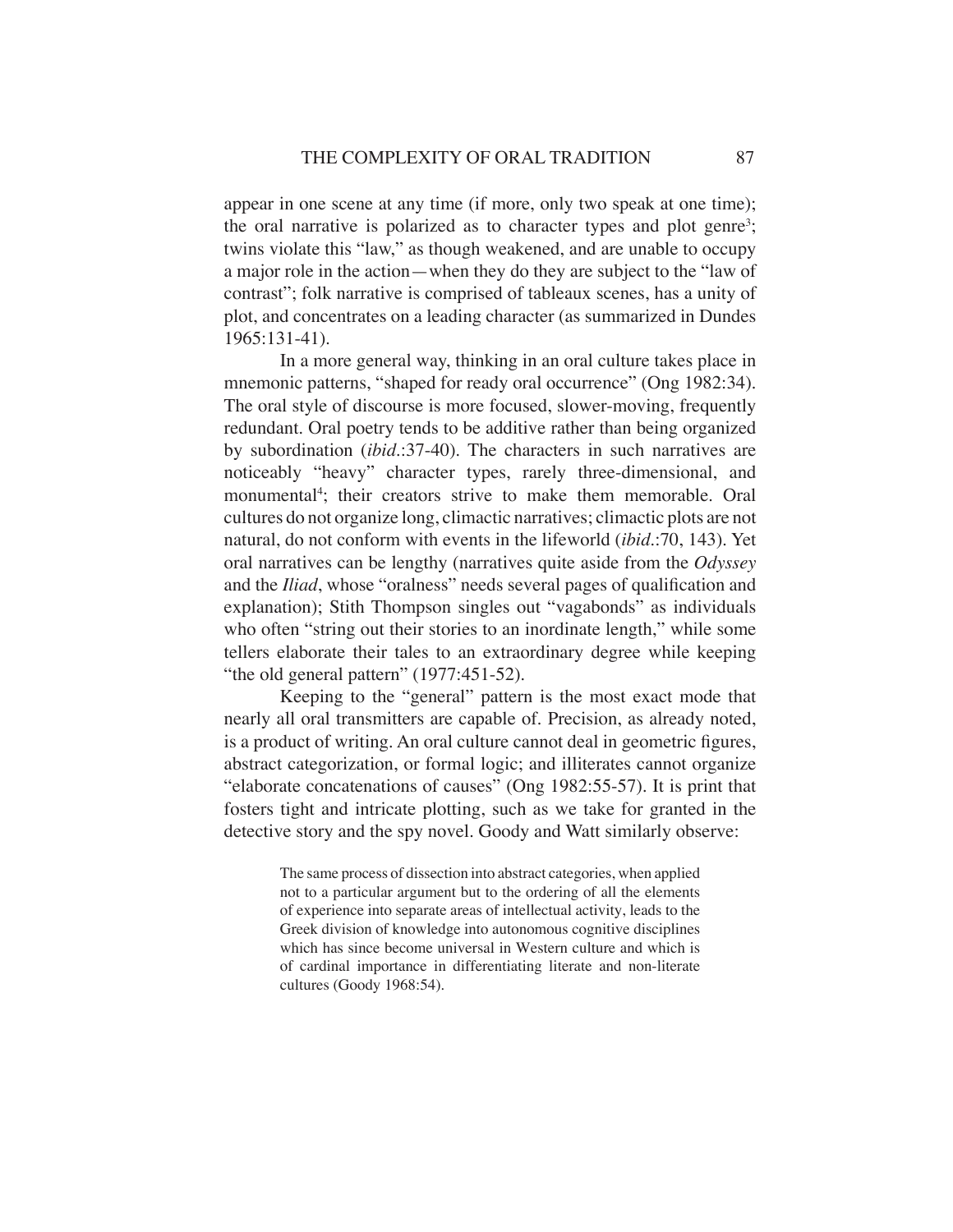appear in one scene at any time (if more, only two speak at one time); the oral narrative is polarized as to character types and plot genre[3]; twins violate this "law," as though weakened, and are unable to occupy a major role in the action—when they do they are subject to the "law of contrast"; folk narrative is comprised of tableaux scenes, has a unity of plot, and concentrates on a leading character (as summarized in Dundes 1965:131-41).

In a more general way, thinking in an oral culture takes place in mnemonic patterns, "shaped for ready oral occurrence" (Ong 1982:34). The oral style of discourse is more focused, slower-moving, frequently redundant. Oral poetry tends to be additive rather than being organized by subordination (*ibid*.:37-40). The characters in such narratives are noticeably "heavy" character types, rarely three-dimensional, and monumental[4]; their creators strive to make them memorable. Oral cultures do not organize long, climactic narratives; climactic plots are not natural, do not conform with events in the lifeworld (*ibid*.:70, 143). Yet oral narratives can be lengthy (narratives quite aside from the *Odyssey* and the *Iliad*, whose "oralness" needs several pages of qualification and explanation); Stith Thompson singles out "vagabonds" as individuals who often "string out their stories to an inordinate length," while some tellers elaborate their tales to an extraordinary degree while keeping "the old general pattern" (1977:451-52).

Keeping to the "general" pattern is the most exact mode that nearly all oral transmitters are capable of. Precision, as already noted, is a product of writing. An oral culture cannot deal in geometric figures, abstract categorization, or formal logic; and illiterates cannot organize "elaborate concatenations of causes" (Ong 1982:55-57). It is print that fosters tight and intricate plotting, such as we take for granted in the detective story and the spy novel. Goody and Watt similarly observe:

> The same process of dissection into abstract categories, when applied not to a particular argument but to the ordering of all the elements of experience into separate areas of intellectual activity, leads to the Greek division of knowledge into autonomous cognitive disciplines which has since become universal in Western culture and which is of cardinal importance in differentiating literate and non-literate cultures (Goody 1968:54).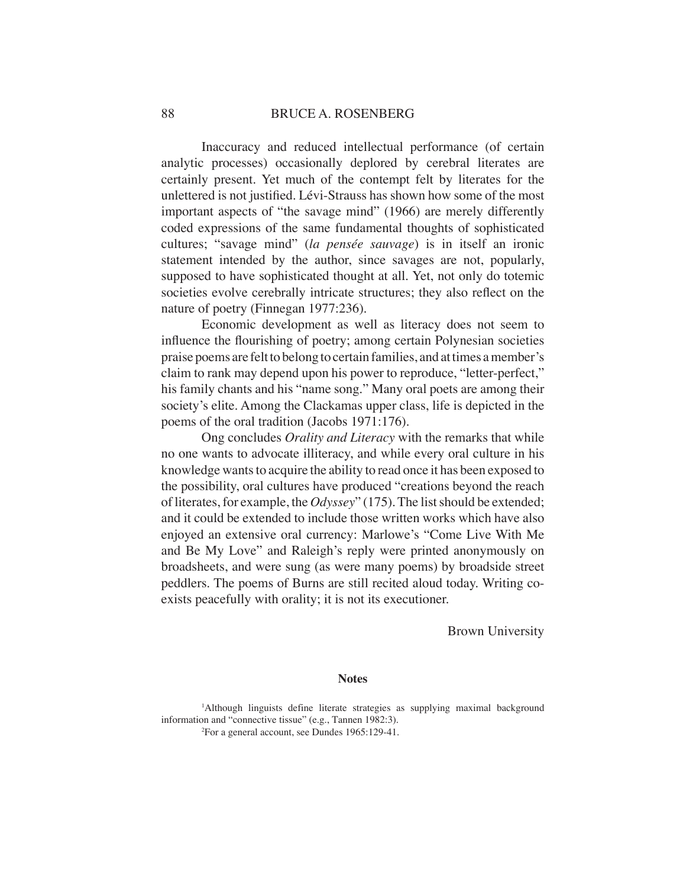Inaccuracy and reduced intellectual performance (of certain analytic processes) occasionally deplored by cerebral literates are certainly present. Yet much of the contempt felt by literates for the unlettered is not justified. Lévi-Strauss has shown how some of the most important aspects of "the savage mind" (1966) are merely differently coded expressions of the same fundamental thoughts of sophisticated cultures; "savage mind" (*la pensée sauvage*) is in itself an ironic statement intended by the author, since savages are not, popularly, supposed to have sophisticated thought at all. Yet, not only do totemic societies evolve cerebrally intricate structures; they also reflect on the nature of poetry (Finnegan 1977:236).

Economic development as well as literacy does not seem to influence the flourishing of poetry; among certain Polynesian societies praise poems are felt to belong to certain families, and at times a member's claim to rank may depend upon his power to reproduce, "letter-perfect," his family chants and his "name song." Many oral poets are among their society's elite. Among the Clackamas upper class, life is depicted in the poems of the oral tradition (Jacobs 1971:176).

Ong concludes *Orality and Literacy* with the remarks that while no one wants to advocate illiteracy, and while every oral culture in his knowledge wants to acquire the ability to read once it has been exposed to the possibility, oral cultures have produced "creations beyond the reach of literates, for example, the *Odyssey*" (175). The list should be extended; and it could be extended to include those written works which have also enjoyed an extensive oral currency: Marlowe's "Come Live With Me and Be My Love" and Raleigh's reply were printed anonymously on broadsheets, and were sung (as were many poems) by broadside street peddlers. The poems of Burns are still recited aloud today. Writing co-exists peacefully with orality; it is not its executioner.

Brown University

### Notes

[1]Although linguists define literate strategies as supplying maximal background information and "connective tissue" (e.g., Tannen 1982:3).

[2]For a general account, see Dundes 1965:129-41.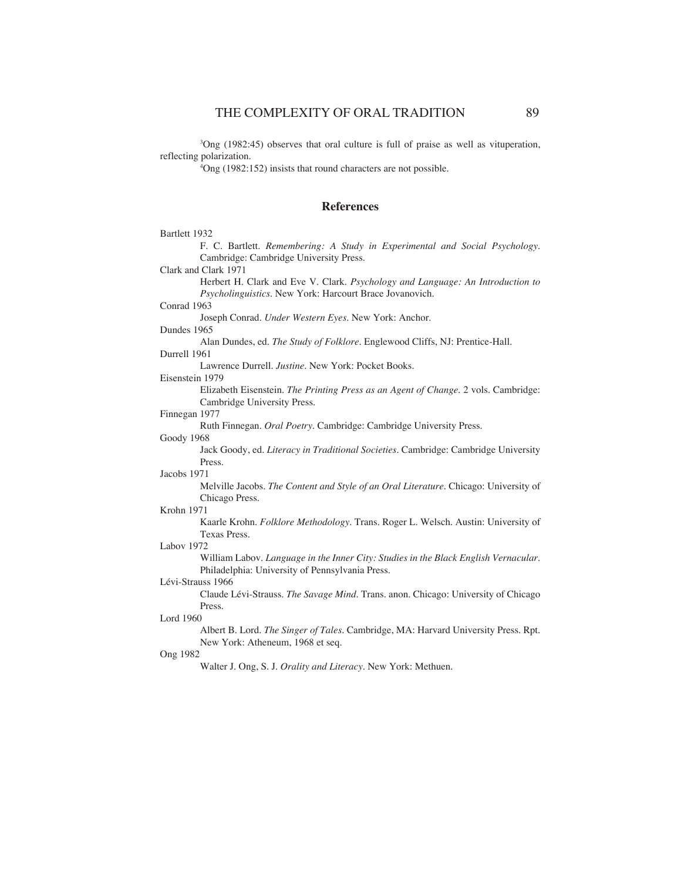[3]Ong (1982:45) observes that oral culture is full of praise as well as vituperation, reflecting polarization.

[4]Ong (1982:152) insists that round characters are not possible.

## References

Bartlett 1932
F. C. Bartlett. *Remembering: A Study in Experimental and Social Psychology*. Cambridge: Cambridge University Press.

Clark and Clark 1971
Herbert H. Clark and Eve V. Clark. *Psychology and Language: An Introduction to Psycholinguistics*. New York: Harcourt Brace Jovanovich.

Conrad 1963
Joseph Conrad. *Under Western Eyes*. New York: Anchor.

Dundes 1965
Alan Dundes, ed. *The Study of Folklore*. Englewood Cliffs, NJ: Prentice-Hall.

Durrell 1961
Lawrence Durrell. *Justine*. New York: Pocket Books.

Eisenstein 1979
Elizabeth Eisenstein. *The Printing Press as an Agent of Change*. 2 vols. Cambridge: Cambridge University Press.

Finnegan 1977
Ruth Finnegan. *Oral Poetry*. Cambridge: Cambridge University Press.

Goody 1968
Jack Goody, ed. *Literacy in Traditional Societies*. Cambridge: Cambridge University Press.

Jacobs 1971
Melville Jacobs. *The Content and Style of an Oral Literature*. Chicago: University of Chicago Press.

Krohn 1971
Kaarle Krohn. *Folklore Methodology*. Trans. Roger L. Welsch. Austin: University of Texas Press.

Labov 1972
William Labov. *Language in the Inner City: Studies in the Black English Vernacular*. Philadelphia: University of Pennsylvania Press.

Lévi-Strauss 1966
Claude Lévi-Strauss. *The Savage Mind*. Trans. anon. Chicago: University of Chicago Press.

Lord 1960
Albert B. Lord. *The Singer of Tales*. Cambridge, MA: Harvard University Press. Rpt. New York: Atheneum, 1968 et seq.

Ong 1982
Walter J. Ong, S. J. *Orality and Literacy*. New York: Methuen.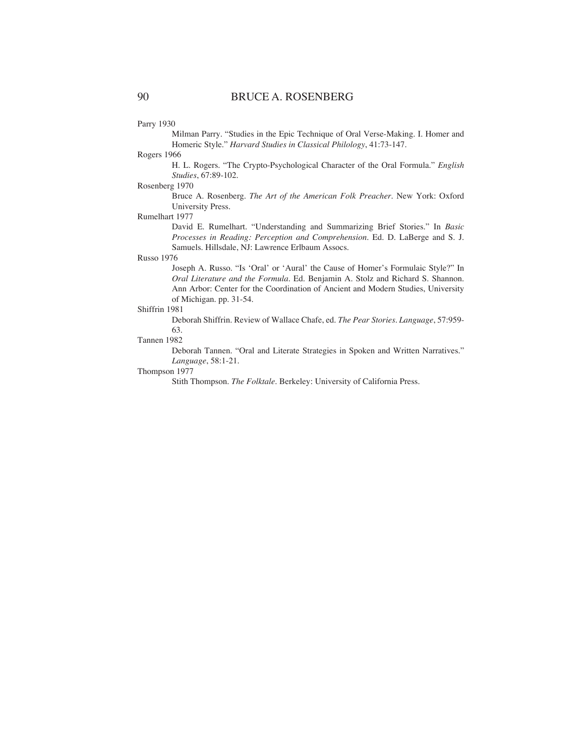Parry 1930

Milman Parry. "Studies in the Epic Technique of Oral Verse-Making. I. Homer and Homeric Style." *Harvard Studies in Classical Philology*, 41:73-147.

Rogers 1966

H. L. Rogers. "The Crypto-Psychological Character of the Oral Formula." *English Studies*, 67:89-102.

Rosenberg 1970

Bruce A. Rosenberg. *The Art of the American Folk Preacher*. New York: Oxford University Press.

Rumelhart 1977

David E. Rumelhart. "Understanding and Summarizing Brief Stories." In *Basic Processes in Reading: Perception and Comprehension*. Ed. D. LaBerge and S. J. Samuels. Hillsdale, NJ: Lawrence Erlbaum Assocs.

Russo 1976

Joseph A. Russo. "Is 'Oral' or 'Aural' the Cause of Homer's Formulaic Style?" In *Oral Literature and the Formula*. Ed. Benjamin A. Stolz and Richard S. Shannon. Ann Arbor: Center for the Coordination of Ancient and Modern Studies, University of Michigan. pp. 31-54.

Shiffrin 1981

Deborah Shiffrin. Review of Wallace Chafe, ed. *The Pear Stories*. *Language*, 57:959-63.

Tannen 1982

Deborah Tannen. "Oral and Literate Strategies in Spoken and Written Narratives." *Language*, 58:1-21.

Thompson 1977

Stith Thompson. *The Folktale*. Berkeley: University of California Press.